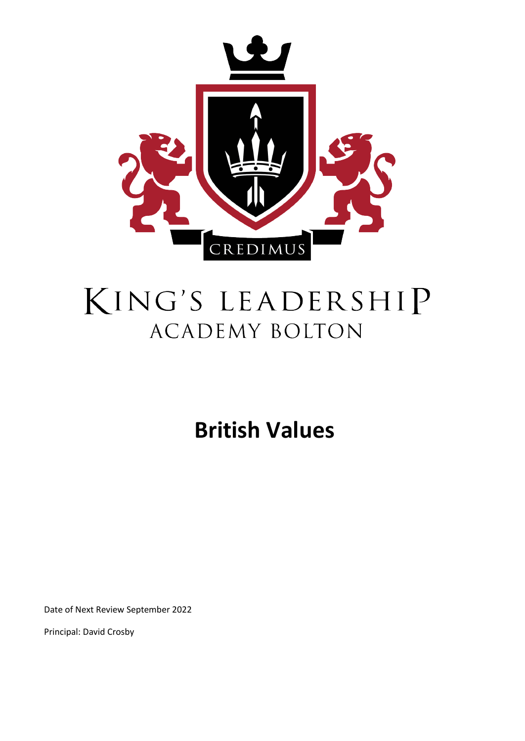CREDIMUS

KING'S LEADERSHIP
ACADEMY BOLTON

# British Values

Date of Next Review September 2022

Principal: David Crosby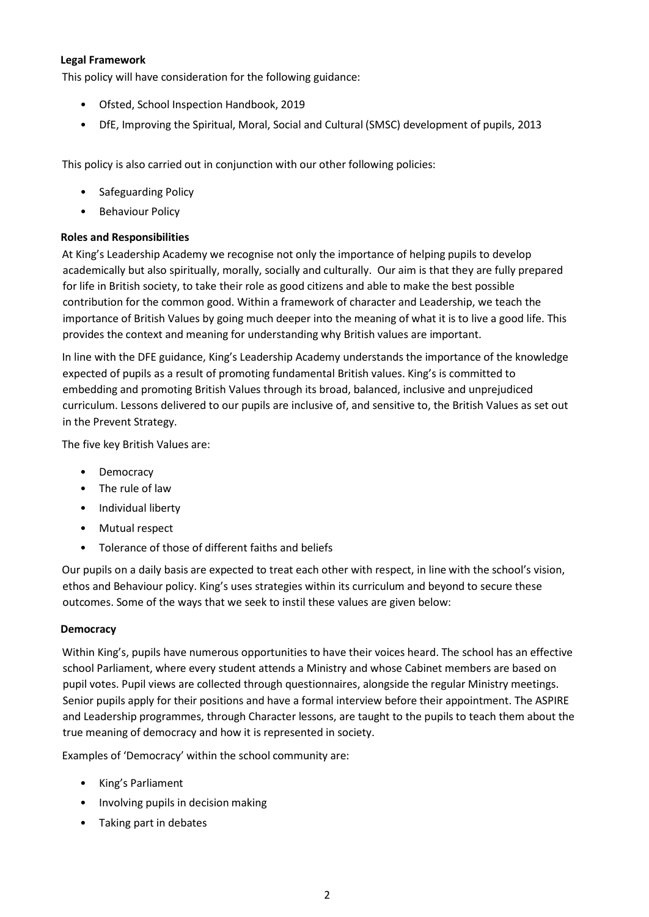**Legal Framework**

This policy will have consideration for the following guidance:

- Ofsted, School Inspection Handbook, 2019
- DfE, Improving the Spiritual, Moral, Social and Cultural (SMSC) development of pupils, 2013

This policy is also carried out in conjunction with our other following policies:

- Safeguarding Policy
- Behaviour Policy

**Roles and Responsibilities**

At King's Leadership Academy we recognise not only the importance of helping pupils to develop academically but also spiritually, morally, socially and culturally. Our aim is that they are fully prepared for life in British society, to take their role as good citizens and able to make the best possible contribution for the common good. Within a framework of character and Leadership, we teach the importance of British Values by going much deeper into the meaning of what it is to live a good life. This provides the context and meaning for understanding why British values are important.

In line with the DFE guidance, King's Leadership Academy understands the importance of the knowledge expected of pupils as a result of promoting fundamental British values. King's is committed to embedding and promoting British Values through its broad, balanced, inclusive and unprejudiced curriculum. Lessons delivered to our pupils are inclusive of, and sensitive to, the British Values as set out in the Prevent Strategy.

The five key British Values are:

- Democracy
- The rule of law
- Individual liberty
- Mutual respect
- Tolerance of those of different faiths and beliefs

Our pupils on a daily basis are expected to treat each other with respect, in line with the school's vision, ethos and Behaviour policy. King's uses strategies within its curriculum and beyond to secure these outcomes. Some of the ways that we seek to instil these values are given below:

**Democracy**

Within King's, pupils have numerous opportunities to have their voices heard. The school has an effective school Parliament, where every student attends a Ministry and whose Cabinet members are based on pupil votes. Pupil views are collected through questionnaires, alongside the regular Ministry meetings. Senior pupils apply for their positions and have a formal interview before their appointment. The ASPIRE and Leadership programmes, through Character lessons, are taught to the pupils to teach them about the true meaning of democracy and how it is represented in society.

Examples of 'Democracy' within the school community are:

- King's Parliament
- Involving pupils in decision making
- Taking part in debates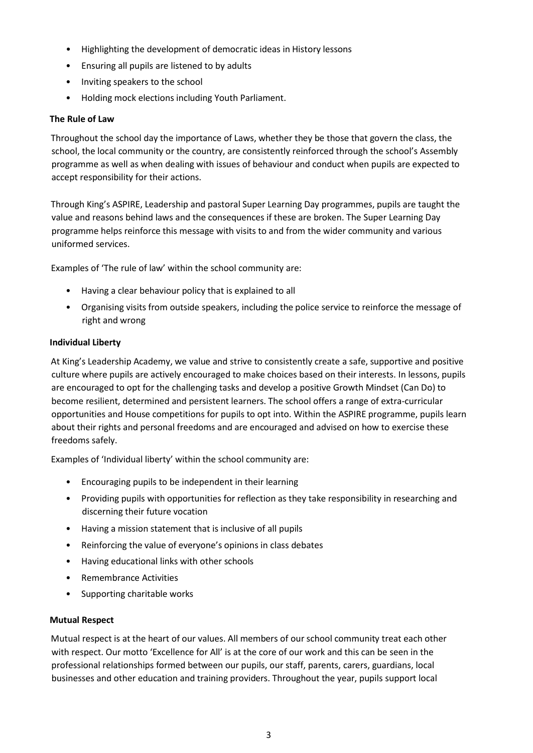- Highlighting the development of democratic ideas in History lessons
- Ensuring all pupils are listened to by adults
- Inviting speakers to the school
- Holding mock elections including Youth Parliament.

**The Rule of Law**

Throughout the school day the importance of Laws, whether they be those that govern the class, the school, the local community or the country, are consistently reinforced through the school's Assembly programme as well as when dealing with issues of behaviour and conduct when pupils are expected to accept responsibility for their actions.

Through King's ASPIRE, Leadership and pastoral Super Learning Day programmes, pupils are taught the value and reasons behind laws and the consequences if these are broken. The Super Learning Day programme helps reinforce this message with visits to and from the wider community and various uniformed services.

Examples of 'The rule of law' within the school community are:

- Having a clear behaviour policy that is explained to all
- Organising visits from outside speakers, including the police service to reinforce the message of right and wrong

**Individual Liberty**

At King's Leadership Academy, we value and strive to consistently create a safe, supportive and positive culture where pupils are actively encouraged to make choices based on their interests. In lessons, pupils are encouraged to opt for the challenging tasks and develop a positive Growth Mindset (Can Do) to become resilient, determined and persistent learners. The school offers a range of extra-curricular opportunities and House competitions for pupils to opt into. Within the ASPIRE programme, pupils learn about their rights and personal freedoms and are encouraged and advised on how to exercise these freedoms safely.

Examples of 'Individual liberty' within the school community are:

- Encouraging pupils to be independent in their learning
- Providing pupils with opportunities for reflection as they take responsibility in researching and discerning their future vocation
- Having a mission statement that is inclusive of all pupils
- Reinforcing the value of everyone's opinions in class debates
- Having educational links with other schools
- Remembrance Activities
- Supporting charitable works

**Mutual Respect**

Mutual respect is at the heart of our values. All members of our school community treat each other with respect. Our motto 'Excellence for All' is at the core of our work and this can be seen in the professional relationships formed between our pupils, our staff, parents, carers, guardians, local businesses and other education and training providers. Throughout the year, pupils support local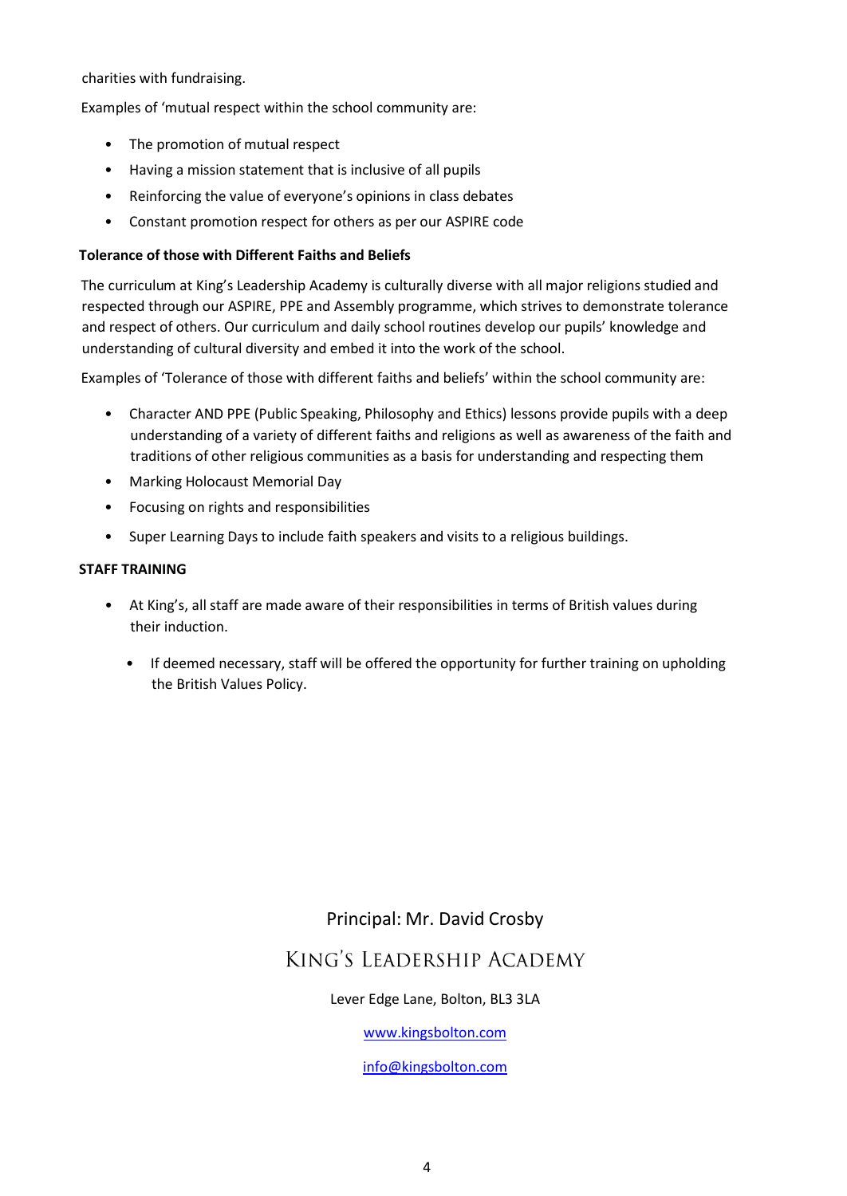charities with fundraising.

Examples of 'mutual respect within the school community are:

- The promotion of mutual respect
- Having a mission statement that is inclusive of all pupils
- Reinforcing the value of everyone's opinions in class debates
- Constant promotion respect for others as per our ASPIRE code

**Tolerance of those with Different Faiths and Beliefs**

The curriculum at King's Leadership Academy is culturally diverse with all major religions studied and respected through our ASPIRE, PPE and Assembly programme, which strives to demonstrate tolerance and respect of others. Our curriculum and daily school routines develop our pupils' knowledge and understanding of cultural diversity and embed it into the work of the school.

Examples of 'Tolerance of those with different faiths and beliefs' within the school community are:

- Character AND PPE (Public Speaking, Philosophy and Ethics) lessons provide pupils with a deep understanding of a variety of different faiths and religions as well as awareness of the faith and traditions of other religious communities as a basis for understanding and respecting them
- Marking Holocaust Memorial Day
- Focusing on rights and responsibilities
- Super Learning Days to include faith speakers and visits to a religious buildings.

**STAFF TRAINING**

- At King's, all staff are made aware of their responsibilities in terms of British values during their induction.
  - If deemed necessary, staff will be offered the opportunity for further training on upholding the British Values Policy.

Principal: Mr. David Crosby

King's Leadership Academy

Lever Edge Lane, Bolton, BL3 3LA

www.kingsbolton.com

info@kingsbolton.com